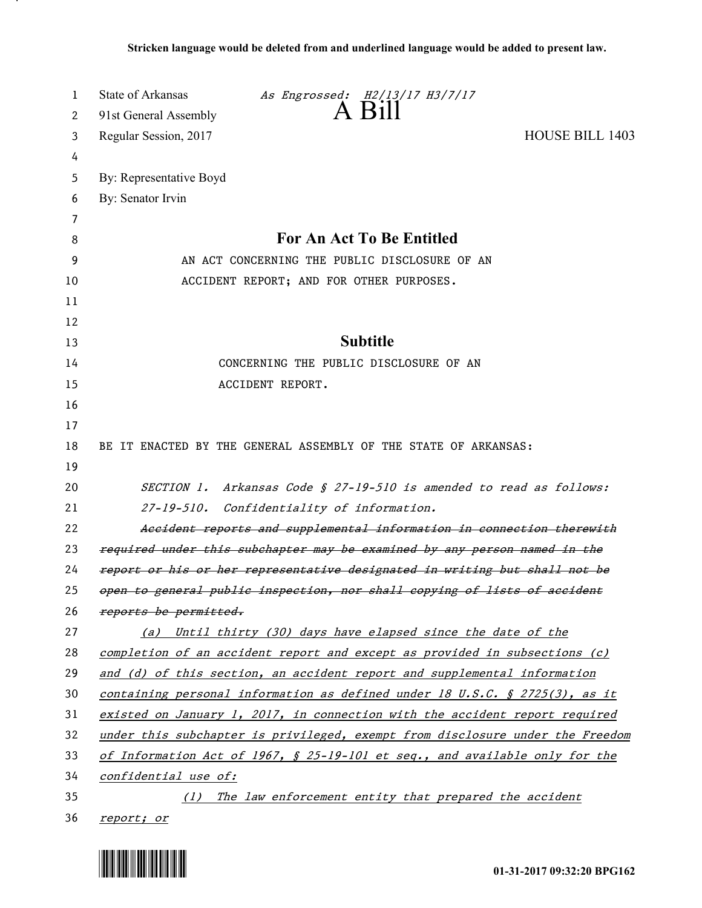Stricken language would be deleted from and underlined language would be added to present law.

State of Arkansas *As Engrossed: H2/13/17 H3/7/17*
91st General Assembly

# A Bill

Regular Session, 2017 HOUSE BILL 1403

By: Representative Boyd
By: Senator Irvin

## For An Act To Be Entitled

AN ACT CONCERNING THE PUBLIC DISCLOSURE OF AN ACCIDENT REPORT; AND FOR OTHER PURPOSES.

## Subtitle

CONCERNING THE PUBLIC DISCLOSURE OF AN ACCIDENT REPORT.

BE IT ENACTED BY THE GENERAL ASSEMBLY OF THE STATE OF ARKANSAS:

*SECTION 1. Arkansas Code § 27-19-510 is amended to read as follows:*

*27-19-510. Confidentiality of information.*

~~*Accident reports and supplemental information in connection therewith required under this subchapter may be examined by any person named in the report or his or her representative designated in writing but shall not be open to general public inspection, nor shall copying of lists of accident reports be permitted.*~~

<u>*(a) Until thirty (30) days have elapsed since the date of the completion of an accident report and except as provided in subsections (c) and (d) of this section, an accident report and supplemental information containing personal information as defined under 18 U.S.C. § 2725(3), as it existed on January 1, 2017, in connection with the accident report required under this subchapter is privileged, exempt from disclosure under the Freedom of Information Act of 1967, § 25-19-101 et seq., and available only for the confidential use of:*</u>

<u>*(1) The law enforcement entity that prepared the accident report; or*</u>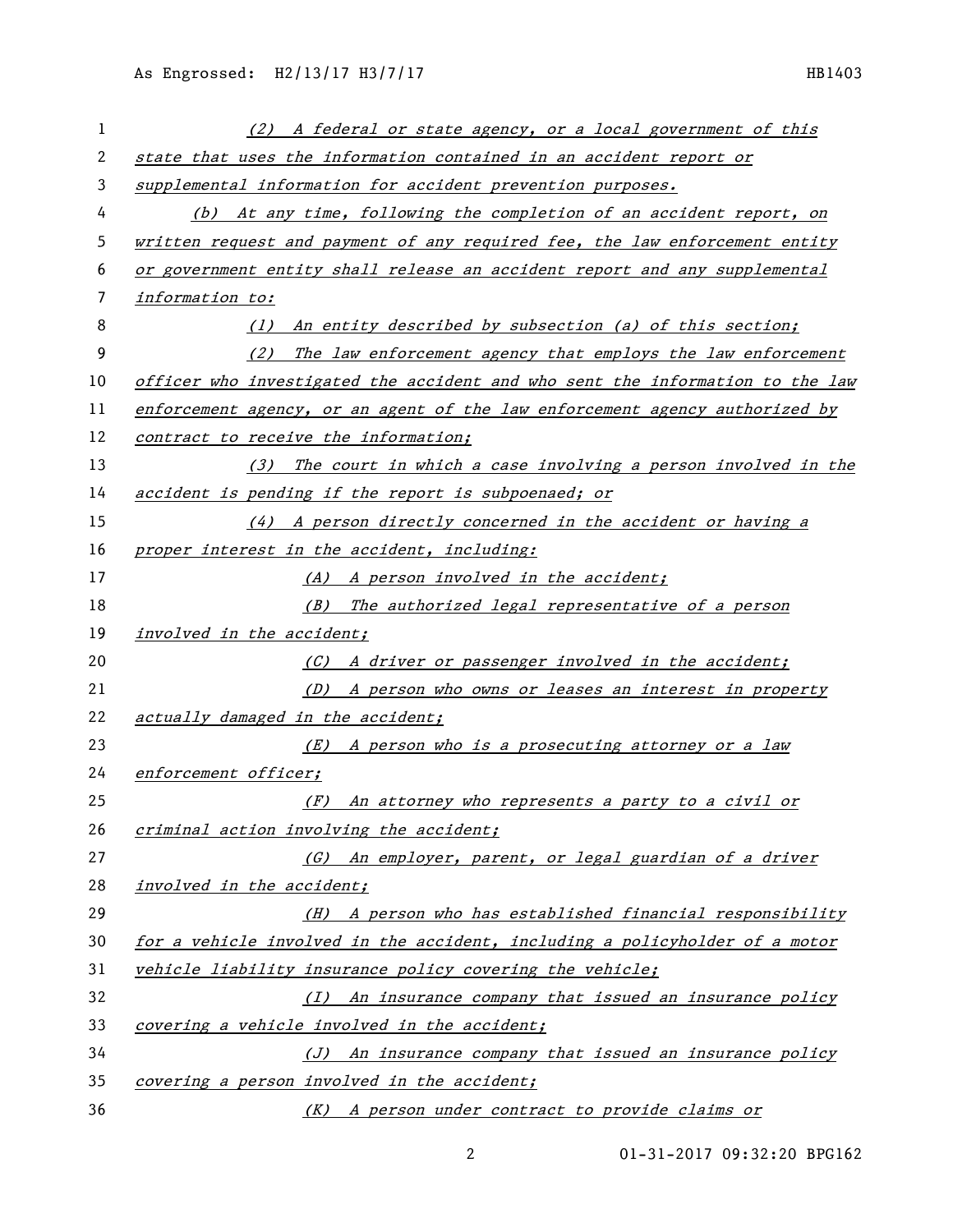*(2) A federal or state agency, or a local government of this state that uses the information contained in an accident report or supplemental information for accident prevention purposes.*

*(b) At any time, following the completion of an accident report, on written request and payment of any required fee, the law enforcement entity or government entity shall release an accident report and any supplemental information to:*

*(1) An entity described by subsection (a) of this section;*

*(2) The law enforcement agency that employs the law enforcement officer who investigated the accident and who sent the information to the law enforcement agency, or an agent of the law enforcement agency authorized by contract to receive the information;*

*(3) The court in which a case involving a person involved in the accident is pending if the report is subpoenaed; or*

*(4) A person directly concerned in the accident or having a proper interest in the accident, including:*

*(A) A person involved in the accident;*

*(B) The authorized legal representative of a person involved in the accident;*

*(C) A driver or passenger involved in the accident;*

*(D) A person who owns or leases an interest in property actually damaged in the accident;*

*(E) A person who is a prosecuting attorney or a law enforcement officer;*

*(F) An attorney who represents a party to a civil or criminal action involving the accident;*

*(G) An employer, parent, or legal guardian of a driver involved in the accident;*

*(H) A person who has established financial responsibility for a vehicle involved in the accident, including a policyholder of a motor vehicle liability insurance policy covering the vehicle;*

*(I) An insurance company that issued an insurance policy covering a vehicle involved in the accident;*

*(J) An insurance company that issued an insurance policy covering a person involved in the accident;*

*(K) A person under contract to provide claims or*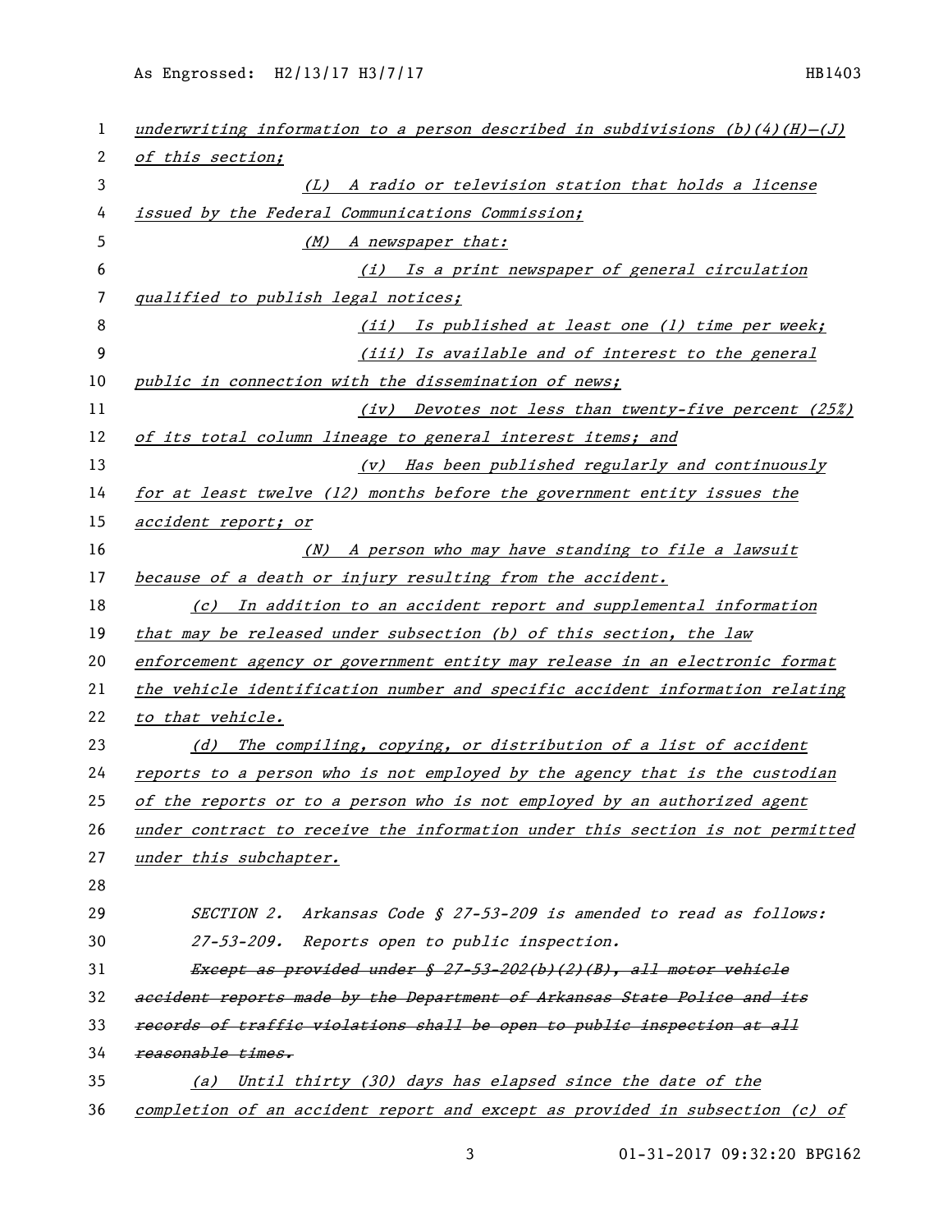*underwriting information to a person described in subdivisions (b)(4)(H)–(J) of this section;*

*(L) A radio or television station that holds a license issued by the Federal Communications Commission;*

*(M) A newspaper that:*

*(i) Is a print newspaper of general circulation qualified to publish legal notices;*

*(ii) Is published at least one (1) time per week;*

*(iii) Is available and of interest to the general public in connection with the dissemination of news;*

*(iv) Devotes not less than twenty-five percent (25%) of its total column lineage to general interest items; and*

*(v) Has been published regularly and continuously for at least twelve (12) months before the government entity issues the accident report; or*

*(N) A person who may have standing to file a lawsuit because of a death or injury resulting from the accident.*

*(c) In addition to an accident report and supplemental information that may be released under subsection (b) of this section, the law enforcement agency or government entity may release in an electronic format the vehicle identification number and specific accident information relating to that vehicle.*

*(d) The compiling, copying, or distribution of a list of accident reports to a person who is not employed by the agency that is the custodian of the reports or to a person who is not employed by an authorized agent under contract to receive the information under this section is not permitted under this subchapter.*

SECTION 2. Arkansas Code § 27-53-209 is amended to read as follows:

27-53-209. Reports open to public inspection.

~~Except as provided under § 27-53-202(b)(2)(B), all motor vehicle accident reports made by the Department of Arkansas State Police and its records of traffic violations shall be open to public inspection at all reasonable times.~~

*(a) Until thirty (30) days has elapsed since the date of the completion of an accident report and except as provided in subsection (c) of*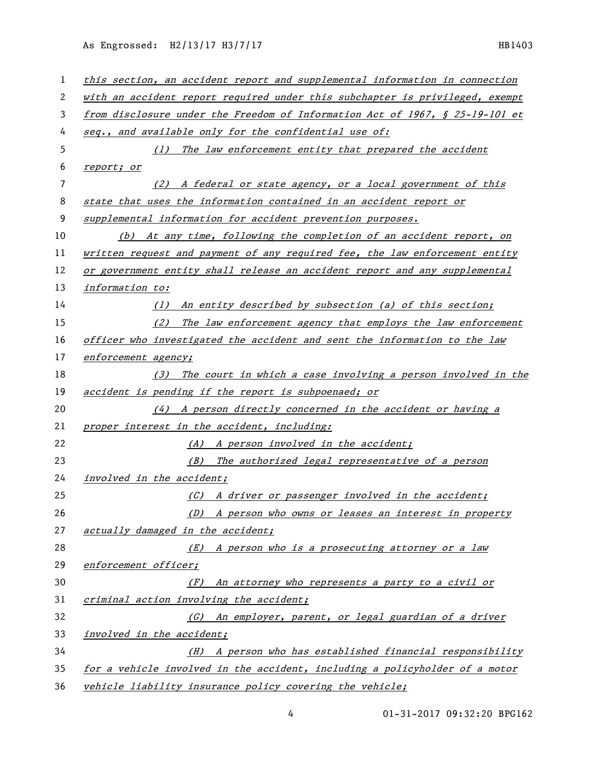*this section, an accident report and supplemental information in connection with an accident report required under this subchapter is privileged, exempt from disclosure under the Freedom of Information Act of 1967, § 25-19-101 et seq., and available only for the confidential use of:*

*(1) The law enforcement entity that prepared the accident report; or*

*(2) A federal or state agency, or a local government of this state that uses the information contained in an accident report or supplemental information for accident prevention purposes.*

*(b) At any time, following the completion of an accident report, on written request and payment of any required fee, the law enforcement entity or government entity shall release an accident report and any supplemental information to:*

*(1) An entity described by subsection (a) of this section;*

*(2) The law enforcement agency that employs the law enforcement officer who investigated the accident and sent the information to the law enforcement agency;*

*(3) The court in which a case involving a person involved in the accident is pending if the report is subpoenaed; or*

*(4) A person directly concerned in the accident or having a proper interest in the accident, including:*

*(A) A person involved in the accident;*

*(B) The authorized legal representative of a person involved in the accident;*

*(C) A driver or passenger involved in the accident;*

*(D) A person who owns or leases an interest in property actually damaged in the accident;*

*(E) A person who is a prosecuting attorney or a law enforcement officer;*

*(F) An attorney who represents a party to a civil or criminal action involving the accident;*

*(G) An employer, parent, or legal guardian of a driver involved in the accident;*

*(H) A person who has established financial responsibility for a vehicle involved in the accident, including a policyholder of a motor vehicle liability insurance policy covering the vehicle;*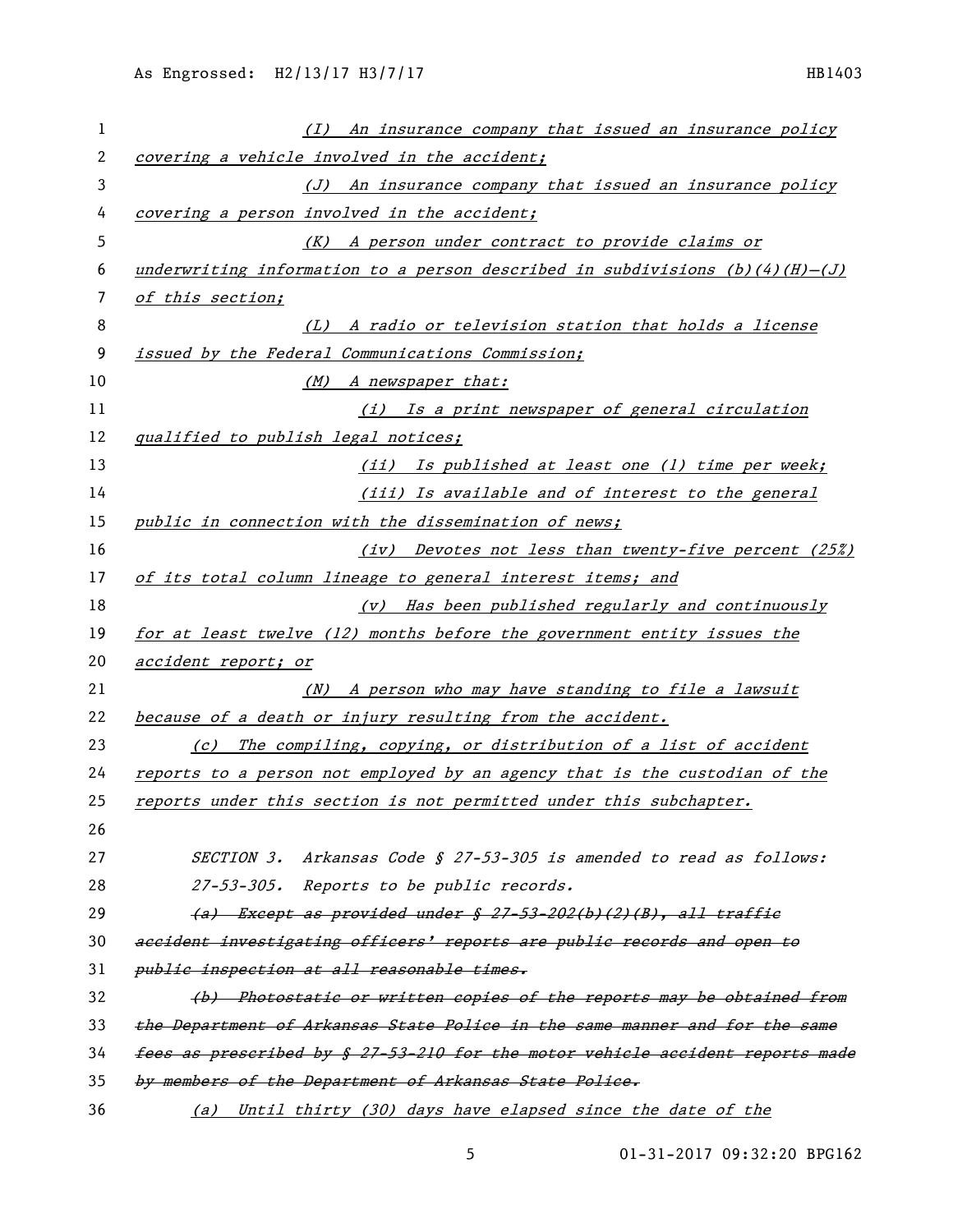*(I) An insurance company that issued an insurance policy covering a vehicle involved in the accident;*

*(J) An insurance company that issued an insurance policy covering a person involved in the accident;*

*(K) A person under contract to provide claims or underwriting information to a person described in subdivisions (b)(4)(H)—(J) of this section;*

*(L) A radio or television station that holds a license issued by the Federal Communications Commission;*

*(M) A newspaper that:*

*(i) Is a print newspaper of general circulation qualified to publish legal notices;*

*(ii) Is published at least one (1) time per week;*

*(iii) Is available and of interest to the general public in connection with the dissemination of news;*

*(iv) Devotes not less than twenty-five percent (25%) of its total column lineage to general interest items; and*

*(v) Has been published regularly and continuously for at least twelve (12) months before the government entity issues the accident report; or*

*(N) A person who may have standing to file a lawsuit because of a death or injury resulting from the accident.*

*(c) The compiling, copying, or distribution of a list of accident reports to a person not employed by an agency that is the custodian of the reports under this section is not permitted under this subchapter.*

SECTION 3. Arkansas Code § 27-53-305 is amended to read as follows:

27-53-305. Reports to be public records.

~~(a) Except as provided under § 27-53-202(b)(2)(B), all traffic accident investigating officers' reports are public records and open to public inspection at all reasonable times.~~

~~(b) Photostatic or written copies of the reports may be obtained from the Department of Arkansas State Police in the same manner and for the same fees as prescribed by § 27-53-210 for the motor vehicle accident reports made by members of the Department of Arkansas State Police.~~

*(a) Until thirty (30) days have elapsed since the date of the*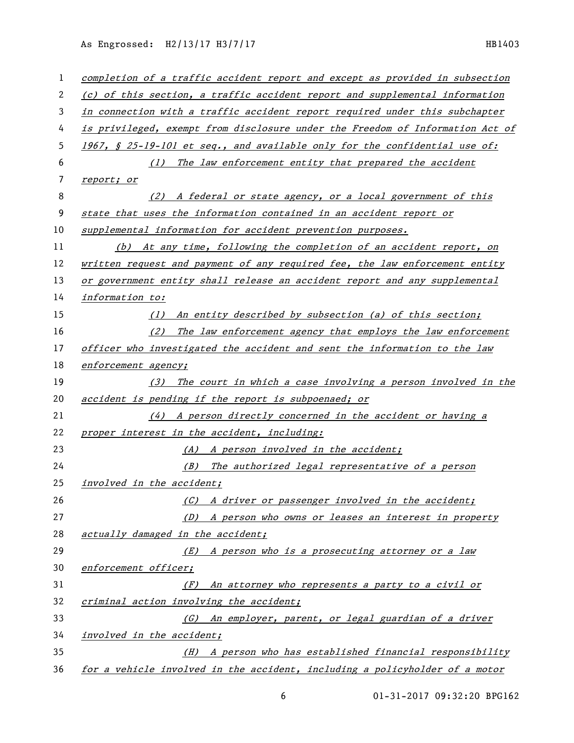*completion of a traffic accident report and except as provided in subsection (c) of this section, a traffic accident report and supplemental information in connection with a traffic accident report required under this subchapter is privileged, exempt from disclosure under the Freedom of Information Act of 1967, § 25-19-101 et seq., and available only for the confidential use of:*

*(1) The law enforcement entity that prepared the accident report; or*

*(2) A federal or state agency, or a local government of this state that uses the information contained in an accident report or supplemental information for accident prevention purposes.*

*(b) At any time, following the completion of an accident report, on written request and payment of any required fee, the law enforcement entity or government entity shall release an accident report and any supplemental information to:*

*(1) An entity described by subsection (a) of this section;*

*(2) The law enforcement agency that employs the law enforcement officer who investigated the accident and sent the information to the law enforcement agency;*

*(3) The court in which a case involving a person involved in the accident is pending if the report is subpoenaed; or*

*(4) A person directly concerned in the accident or having a proper interest in the accident, including:*

*(A) A person involved in the accident;*

*(B) The authorized legal representative of a person involved in the accident;*

*(C) A driver or passenger involved in the accident;*

*(D) A person who owns or leases an interest in property actually damaged in the accident;*

*(E) A person who is a prosecuting attorney or a law enforcement officer;*

*(F) An attorney who represents a party to a civil or criminal action involving the accident;*

*(G) An employer, parent, or legal guardian of a driver involved in the accident;*

*(H) A person who has established financial responsibility for a vehicle involved in the accident, including a policyholder of a motor*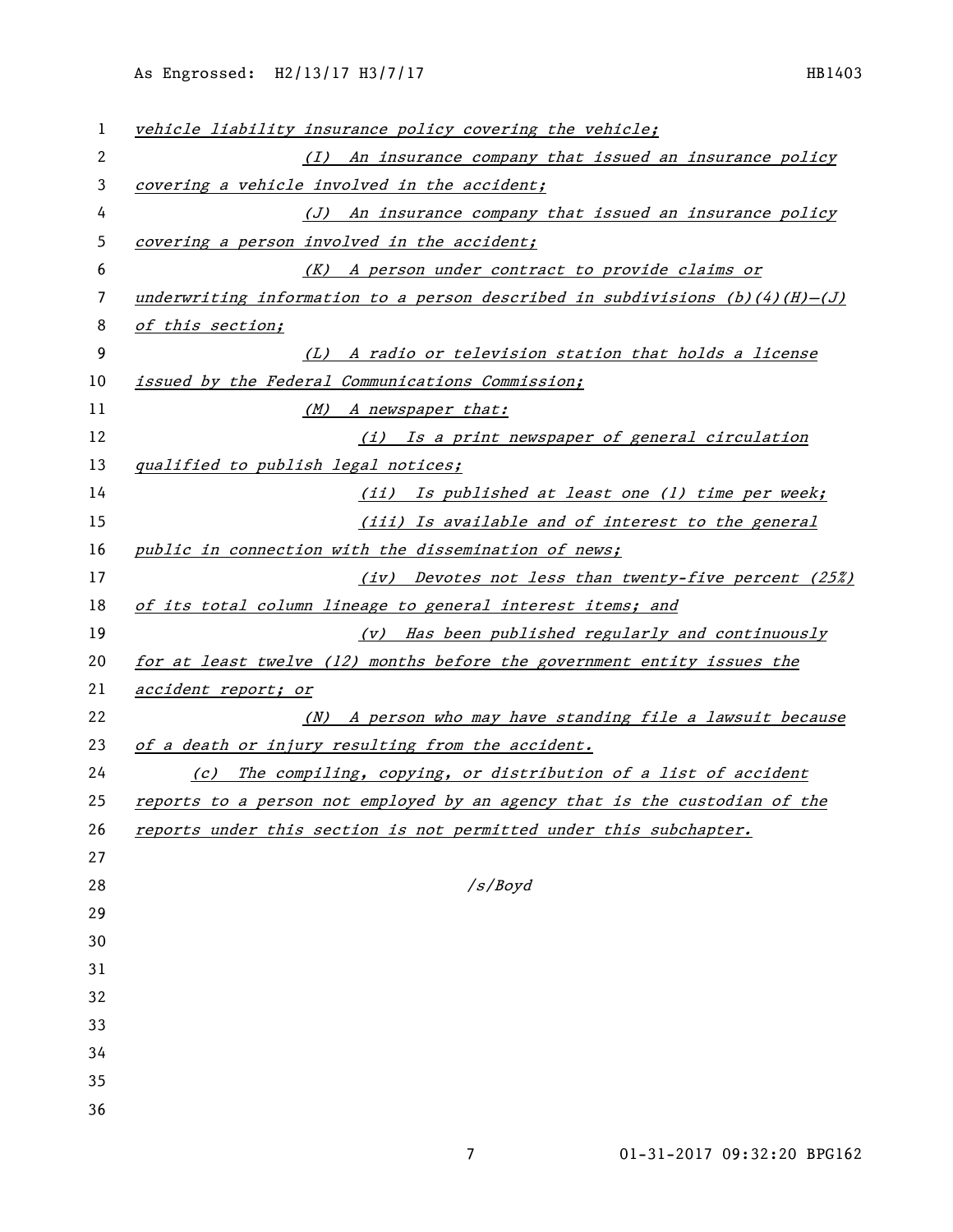*vehicle liability insurance policy covering the vehicle;*

*(I) An insurance company that issued an insurance policy covering a vehicle involved in the accident;*

*(J) An insurance company that issued an insurance policy covering a person involved in the accident;*

*(K) A person under contract to provide claims or underwriting information to a person described in subdivisions (b)(4)(H)–(J) of this section;*

*(L) A radio or television station that holds a license issued by the Federal Communications Commission;*

*(M) A newspaper that:*

*(i) Is a print newspaper of general circulation qualified to publish legal notices;*

*(ii) Is published at least one (1) time per week;*

*(iii) Is available and of interest to the general public in connection with the dissemination of news;*

*(iv) Devotes not less than twenty-five percent (25%) of its total column lineage to general interest items; and*

*(v) Has been published regularly and continuously for at least twelve (12) months before the government entity issues the accident report; or*

*(N) A person who may have standing file a lawsuit because of a death or injury resulting from the accident.*

*(c) The compiling, copying, or distribution of a list of accident reports to a person not employed by an agency that is the custodian of the reports under this section is not permitted under this subchapter.*

/s/Boyd